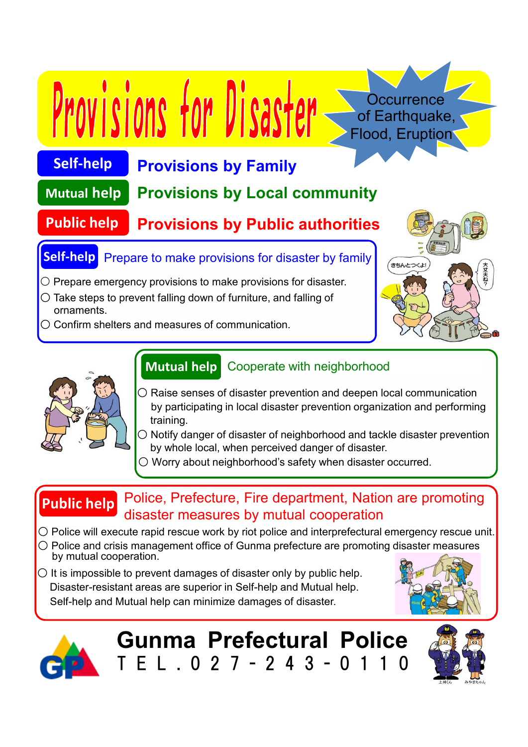# Provisions for Disaster

Occurrence of Earthquake, Flood, Eruption

**Self-help** — Provisions by Family

**Mutual help** — Provisions by Local community

**Public help** — Provisions by Public authorities

## Self-help: Prepare to make provisions for disaster by family

- ○ Prepare emergency provisions to make provisions for disaster.
- ○ Take steps to prevent falling down of furniture, and falling of ornaments.
- ○ Confirm shelters and measures of communication.

## Mutual help: Cooperate with neighborhood

- ○ Raise senses of disaster prevention and deepen local communication by participating in local disaster prevention organization and performing training.
- ○ Notify danger of disaster of neighborhood and tackle disaster prevention by whole local, when perceived danger of disaster.
- ○ Worry about neighborhood's safety when disaster occurred.

## Public help: Police, Prefecture, Fire department, Nation are promoting disaster measures by mutual cooperation

- ○ Police will execute rapid rescue work by riot police and interprefectural emergency rescue unit.
- ○ Police and crisis management office of Gunma prefecture are promoting disaster measures by mutual cooperation.
- ○ It is impossible to prevent damages of disaster only by public help. Disaster-resistant areas are superior in Self-help and Mutual help. Self-help and Mutual help can minimize damages of disaster.

**Gunma Prefectural Police**
TEL.027-243-0110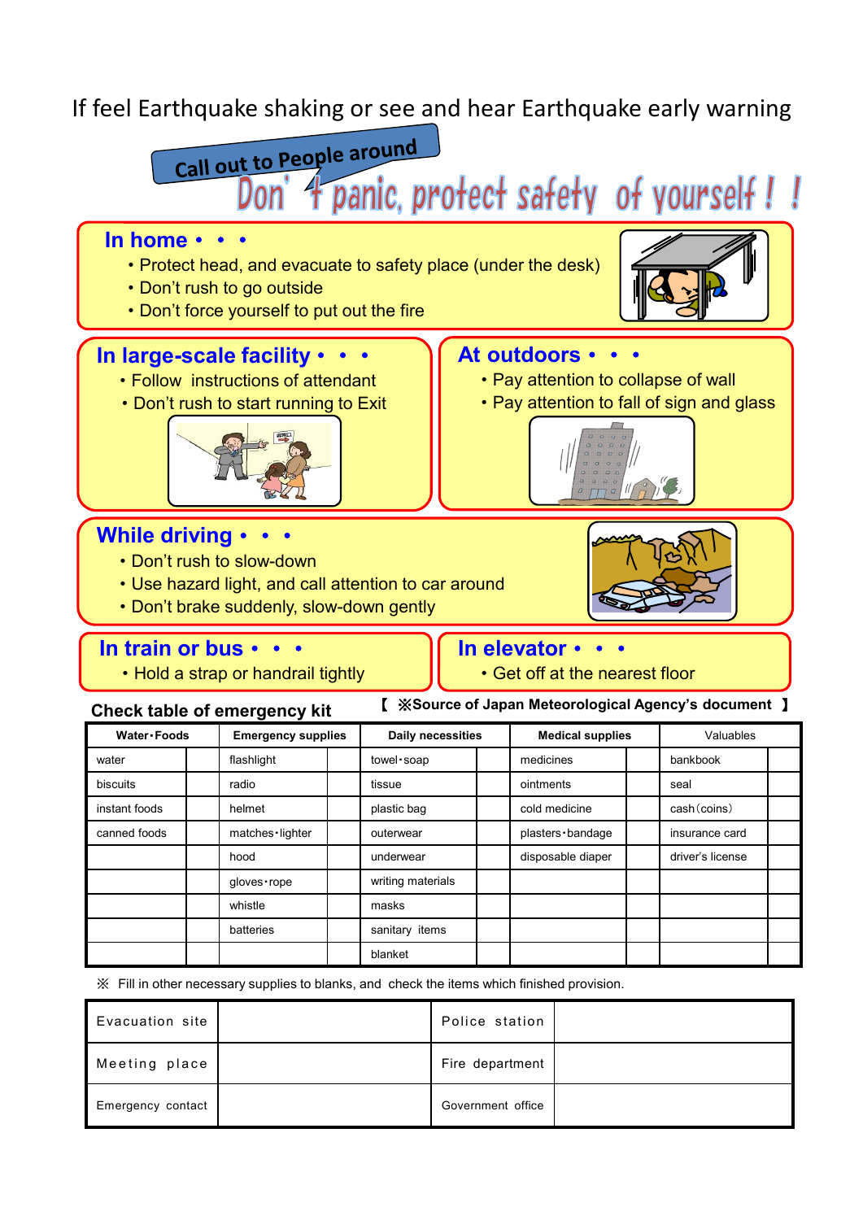If feel Earthquake shaking or see and hear Earthquake early warning

**Call out to People around**

# Don't panic, protect safety of yourself ! !

## In home ・・・

- Protect head, and evacuate to safety place (under the desk)
- Don't rush to go outside
- Don't force yourself to put out the fire

## In large-scale facility ・・・

- Follow instructions of attendant
- Don't rush to start running to Exit

## At outdoors ・・・

- Pay attention to collapse of wall
- Pay attention to fall of sign and glass

## While driving ・・・

- Don't rush to slow-down
- Use hazard light, and call attention to car around
- Don't brake suddenly, slow-down gently

## In train or bus ・・・

- Hold a strap or handrail tightly

## In elevator ・・・

- Get off at the nearest floor

**Check table of emergency kit** 【 ※Source of Japan Meteorological Agency's document 】

| Water・Foods | | Emergency supplies | | Daily necessities | | Medical supplies | | Valuables | |
|---|---|---|---|---|---|---|---|---|---|
| water | | flashlight | | towel・soap | | medicines | | bankbook | |
| biscuits | | radio | | tissue | | ointments | | seal | |
| instant foods | | helmet | | plastic bag | | cold medicine | | cash(coins) | |
| canned foods | | matches・lighter | | outerwear | | plasters・bandage | | insurance card | |
| | | hood | | underwear | | disposable diaper | | driver's license | |
| | | gloves・rope | | writing materials | | | | | |
| | | whistle | | masks | | | | | |
| | | batteries | | sanitary items | | | | | |
| | | | | blanket | | | | | |

※ Fill in other necessary supplies to blanks, and check the items which finished provision.

| | | | |
|---|---|---|---|
| Evacuation site | | Police station | |
| Meeting place | | Fire department | |
| Emergency contact | | Government office | |